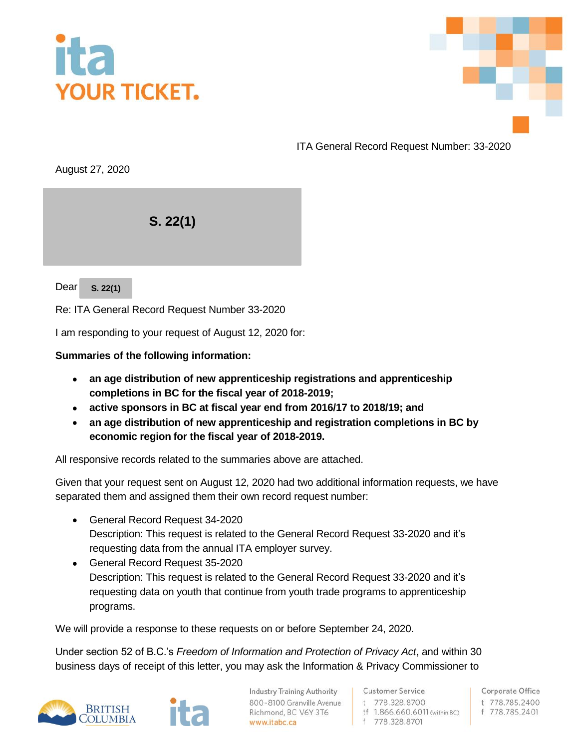ita
YOUR TICKET.

ITA General Record Request Number: 33-2020

August 27, 2020

S. 22(1)

Dear S. 22(1)

Re: ITA General Record Request Number 33-2020

I am responding to your request of August 12, 2020 for:

**Summaries of the following information:**

- **an age distribution of new apprenticeship registrations and apprenticeship completions in BC for the fiscal year of 2018-2019;**
- **active sponsors in BC at fiscal year end from 2016/17 to 2018/19; and**
- **an age distribution of new apprenticeship and registration completions in BC by economic region for the fiscal year of 2018-2019.**

All responsive records related to the summaries above are attached.

Given that your request sent on August 12, 2020 had two additional information requests, we have separated them and assigned them their own record request number:

- General Record Request 34-2020
  Description: This request is related to the General Record Request 33-2020 and it's requesting data from the annual ITA employer survey.
- General Record Request 35-2020
  Description: This request is related to the General Record Request 33-2020 and it's requesting data on youth that continue from youth trade programs to apprenticeship programs.

We will provide a response to these requests on or before September 24, 2020.

Under section 52 of B.C.'s *Freedom of Information and Protection of Privacy Act*, and within 30 business days of receipt of this letter, you may ask the Information & Privacy Commissioner to

Industry Training Authority
800-8100 Granville Avenue
Richmond, BC V6Y 3T6
www.itabc.ca

Customer Service
t 778.328.8700
tf 1.866.660.6011 (within BC)
f 778.328.8701

Corporate Office
t 778.785.2400
f 778.785.2401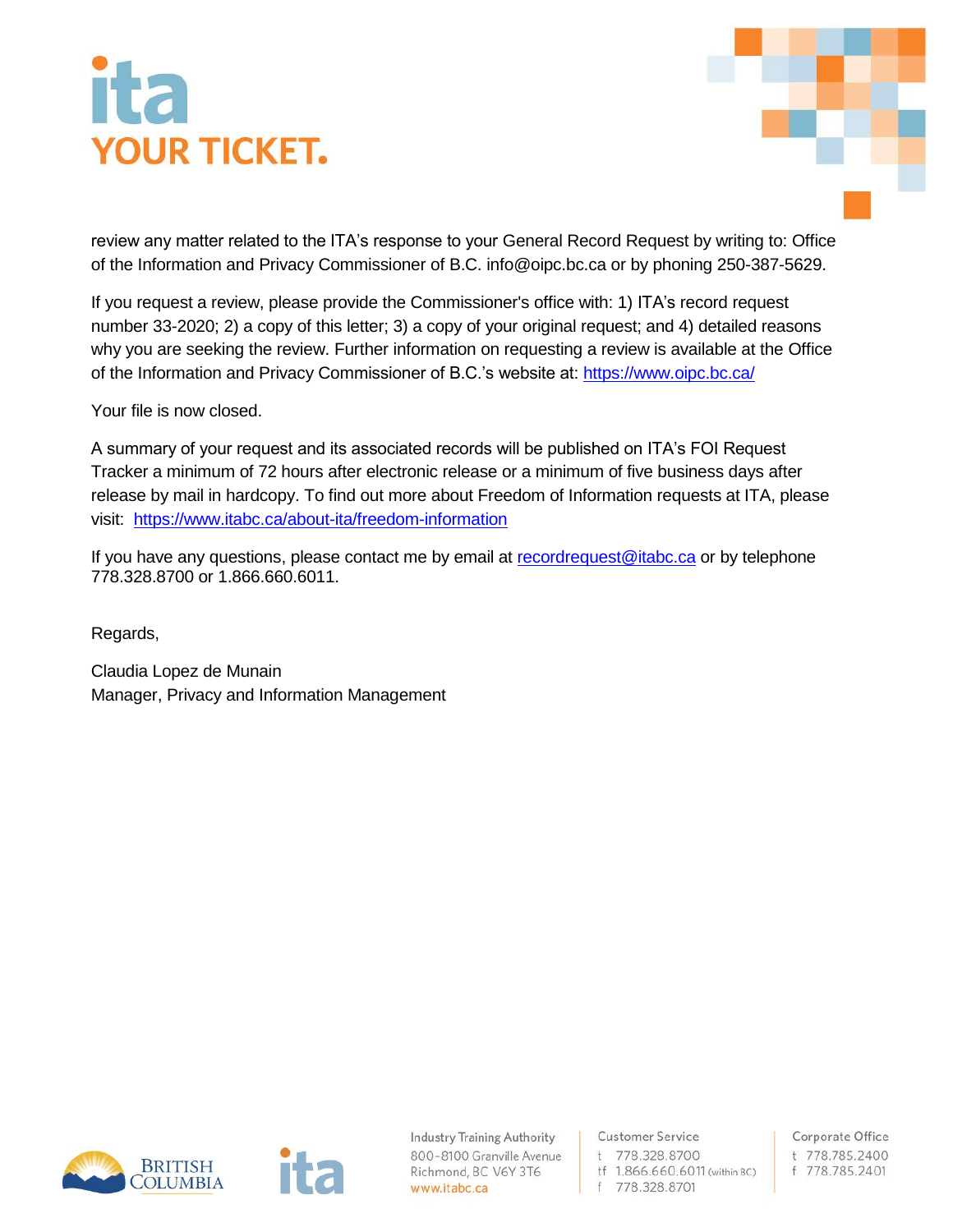review any matter related to the ITA's response to your General Record Request by writing to: Office of the Information and Privacy Commissioner of B.C. info@oipc.bc.ca or by phoning 250-387-5629.

If you request a review, please provide the Commissioner's office with: 1) ITA's record request number 33-2020; 2) a copy of this letter; 3) a copy of your original request; and 4) detailed reasons why you are seeking the review. Further information on requesting a review is available at the Office of the Information and Privacy Commissioner of B.C.'s website at: https://www.oipc.bc.ca/

Your file is now closed.

A summary of your request and its associated records will be published on ITA's FOI Request Tracker a minimum of 72 hours after electronic release or a minimum of five business days after release by mail in hardcopy. To find out more about Freedom of Information requests at ITA, please visit: https://www.itabc.ca/about-ita/freedom-information

If you have any questions, please contact me by email at recordrequest@itabc.ca or by telephone 778.328.8700 or 1.866.660.6011.

Regards,

Claudia Lopez de Munain
Manager, Privacy and Information Management